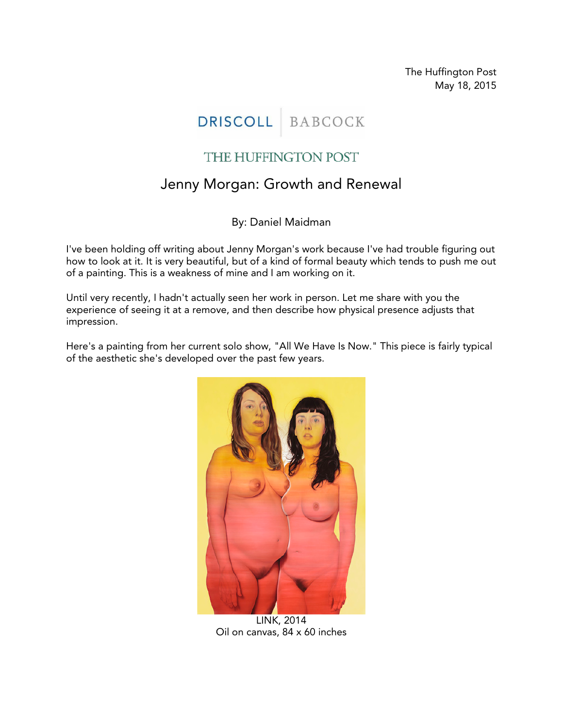The Huffington Post
May 18, 2015

DRISCOLL | BABCOCK

THE HUFFINGTON POST

# Jenny Morgan: Growth and Renewal

By: Daniel Maidman

I've been holding off writing about Jenny Morgan's work because I've had trouble figuring out how to look at it. It is very beautiful, but of a kind of formal beauty which tends to push me out of a painting. This is a weakness of mine and I am working on it.

Until very recently, I hadn't actually seen her work in person. Let me share with you the experience of seeing it at a remove, and then describe how physical presence adjusts that impression.

Here's a painting from her current solo show, "All We Have Is Now." This piece is fairly typical of the aesthetic she's developed over the past few years.

LINK, 2014
Oil on canvas, 84 x 60 inches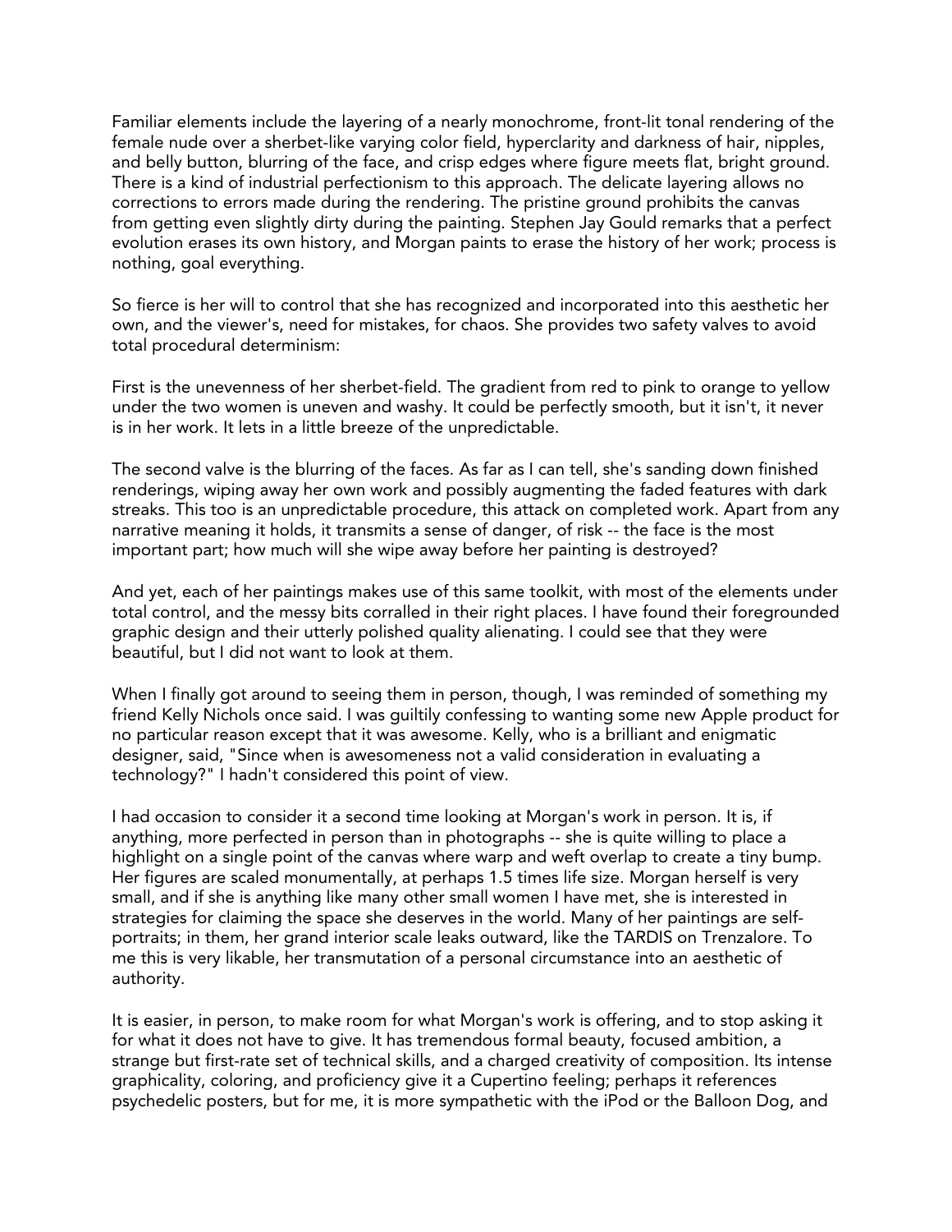Familiar elements include the layering of a nearly monochrome, front-lit tonal rendering of the female nude over a sherbet-like varying color field, hyperclarity and darkness of hair, nipples, and belly button, blurring of the face, and crisp edges where figure meets flat, bright ground. There is a kind of industrial perfectionism to this approach. The delicate layering allows no corrections to errors made during the rendering. The pristine ground prohibits the canvas from getting even slightly dirty during the painting. Stephen Jay Gould remarks that a perfect evolution erases its own history, and Morgan paints to erase the history of her work; process is nothing, goal everything.

So fierce is her will to control that she has recognized and incorporated into this aesthetic her own, and the viewer's, need for mistakes, for chaos. She provides two safety valves to avoid total procedural determinism:

First is the unevenness of her sherbet-field. The gradient from red to pink to orange to yellow under the two women is uneven and washy. It could be perfectly smooth, but it isn't, it never is in her work. It lets in a little breeze of the unpredictable.

The second valve is the blurring of the faces. As far as I can tell, she's sanding down finished renderings, wiping away her own work and possibly augmenting the faded features with dark streaks. This too is an unpredictable procedure, this attack on completed work. Apart from any narrative meaning it holds, it transmits a sense of danger, of risk -- the face is the most important part; how much will she wipe away before her painting is destroyed?

And yet, each of her paintings makes use of this same toolkit, with most of the elements under total control, and the messy bits corralled in their right places. I have found their foregrounded graphic design and their utterly polished quality alienating. I could see that they were beautiful, but I did not want to look at them.

When I finally got around to seeing them in person, though, I was reminded of something my friend Kelly Nichols once said. I was guiltily confessing to wanting some new Apple product for no particular reason except that it was awesome. Kelly, who is a brilliant and enigmatic designer, said, "Since when is awesomeness not a valid consideration in evaluating a technology?" I hadn't considered this point of view.

I had occasion to consider it a second time looking at Morgan's work in person. It is, if anything, more perfected in person than in photographs -- she is quite willing to place a highlight on a single point of the canvas where warp and weft overlap to create a tiny bump. Her figures are scaled monumentally, at perhaps 1.5 times life size. Morgan herself is very small, and if she is anything like many other small women I have met, she is interested in strategies for claiming the space she deserves in the world. Many of her paintings are self-portraits; in them, her grand interior scale leaks outward, like the TARDIS on Trenzalore. To me this is very likable, her transmutation of a personal circumstance into an aesthetic of authority.

It is easier, in person, to make room for what Morgan's work is offering, and to stop asking it for what it does not have to give. It has tremendous formal beauty, focused ambition, a strange but first-rate set of technical skills, and a charged creativity of composition. Its intense graphicality, coloring, and proficiency give it a Cupertino feeling; perhaps it references psychedelic posters, but for me, it is more sympathetic with the iPod or the Balloon Dog, and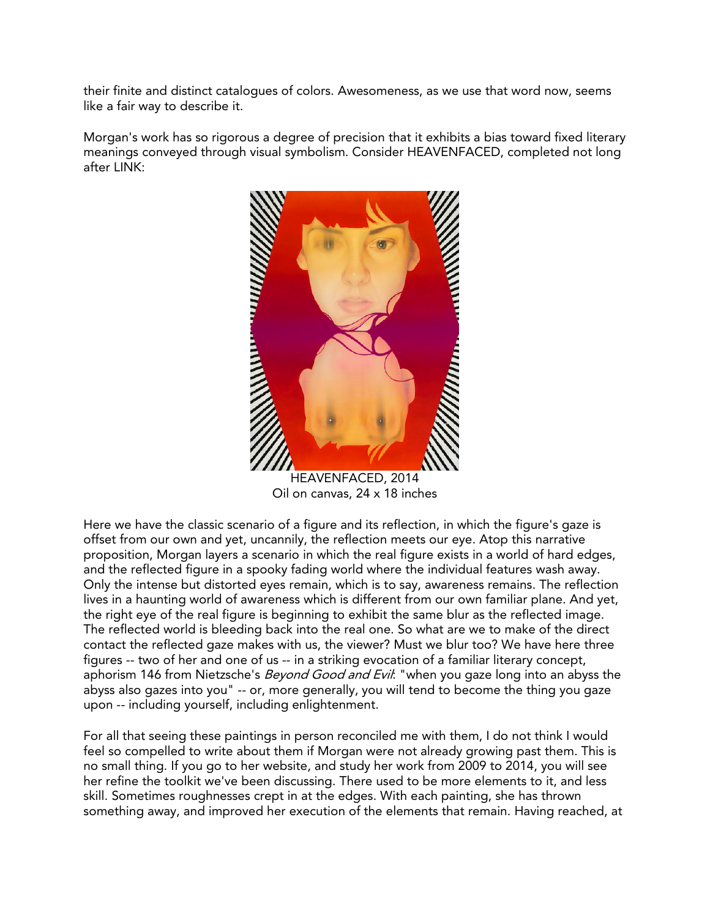their finite and distinct catalogues of colors. Awesomeness, as we use that word now, seems like a fair way to describe it.

Morgan's work has so rigorous a degree of precision that it exhibits a bias toward fixed literary meanings conveyed through visual symbolism. Consider HEAVENFACED, completed not long after LINK:

HEAVENFACED, 2014
Oil on canvas, 24 x 18 inches

Here we have the classic scenario of a figure and its reflection, in which the figure's gaze is offset from our own and yet, uncannily, the reflection meets our eye. Atop this narrative proposition, Morgan layers a scenario in which the real figure exists in a world of hard edges, and the reflected figure in a spooky fading world where the individual features wash away. Only the intense but distorted eyes remain, which is to say, awareness remains. The reflection lives in a haunting world of awareness which is different from our own familiar plane. And yet, the right eye of the real figure is beginning to exhibit the same blur as the reflected image. The reflected world is bleeding back into the real one. So what are we to make of the direct contact the reflected gaze makes with us, the viewer? Must we blur too? We have here three figures -- two of her and one of us -- in a striking evocation of a familiar literary concept, aphorism 146 from Nietzsche's *Beyond Good and Evil*: "when you gaze long into an abyss the abyss also gazes into you" -- or, more generally, you will tend to become the thing you gaze upon -- including yourself, including enlightenment.

For all that seeing these paintings in person reconciled me with them, I do not think I would feel so compelled to write about them if Morgan were not already growing past them. This is no small thing. If you go to her website, and study her work from 2009 to 2014, you will see her refine the toolkit we've been discussing. There used to be more elements to it, and less skill. Sometimes roughnesses crept in at the edges. With each painting, she has thrown something away, and improved her execution of the elements that remain. Having reached, at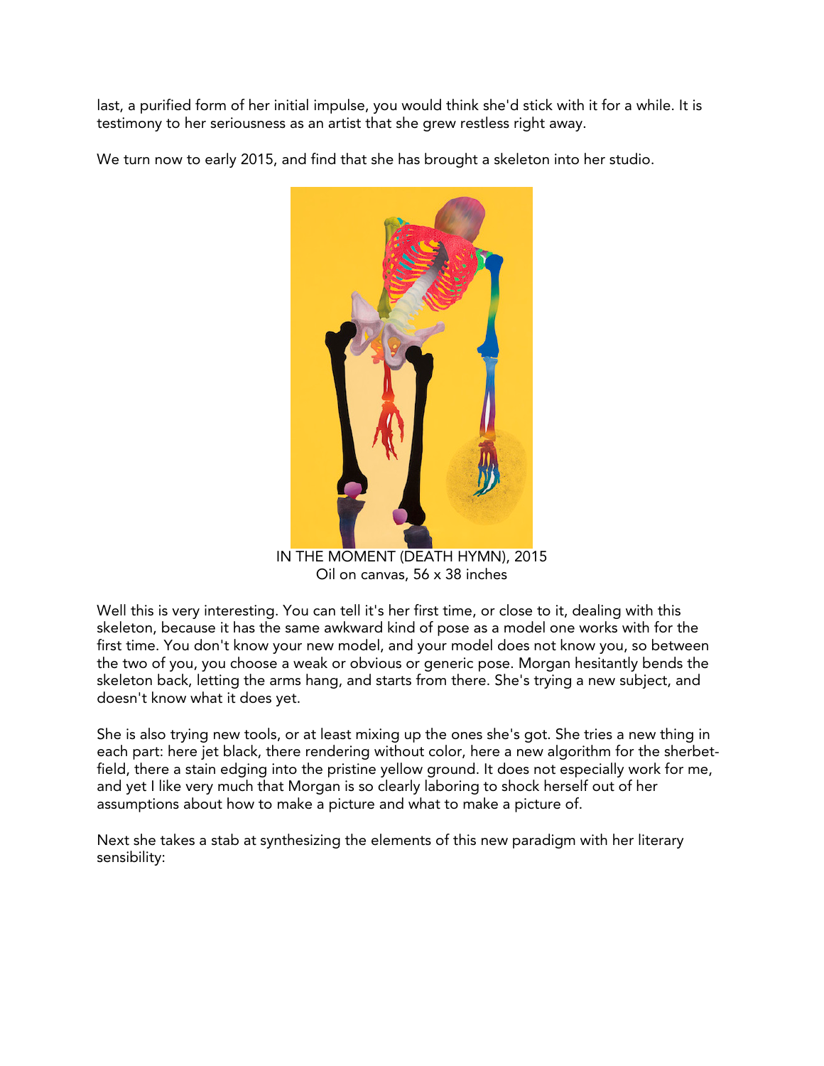last, a purified form of her initial impulse, you would think she'd stick with it for a while. It is testimony to her seriousness as an artist that she grew restless right away.

We turn now to early 2015, and find that she has brought a skeleton into her studio.

IN THE MOMENT (DEATH HYMN), 2015
Oil on canvas, 56 x 38 inches

Well this is very interesting. You can tell it's her first time, or close to it, dealing with this skeleton, because it has the same awkward kind of pose as a model one works with for the first time. You don't know your new model, and your model does not know you, so between the two of you, you choose a weak or obvious or generic pose. Morgan hesitantly bends the skeleton back, letting the arms hang, and starts from there. She's trying a new subject, and doesn't know what it does yet.

She is also trying new tools, or at least mixing up the ones she's got. She tries a new thing in each part: here jet black, there rendering without color, here a new algorithm for the sherbet-field, there a stain edging into the pristine yellow ground. It does not especially work for me, and yet I like very much that Morgan is so clearly laboring to shock herself out of her assumptions about how to make a picture and what to make a picture of.

Next she takes a stab at synthesizing the elements of this new paradigm with her literary sensibility: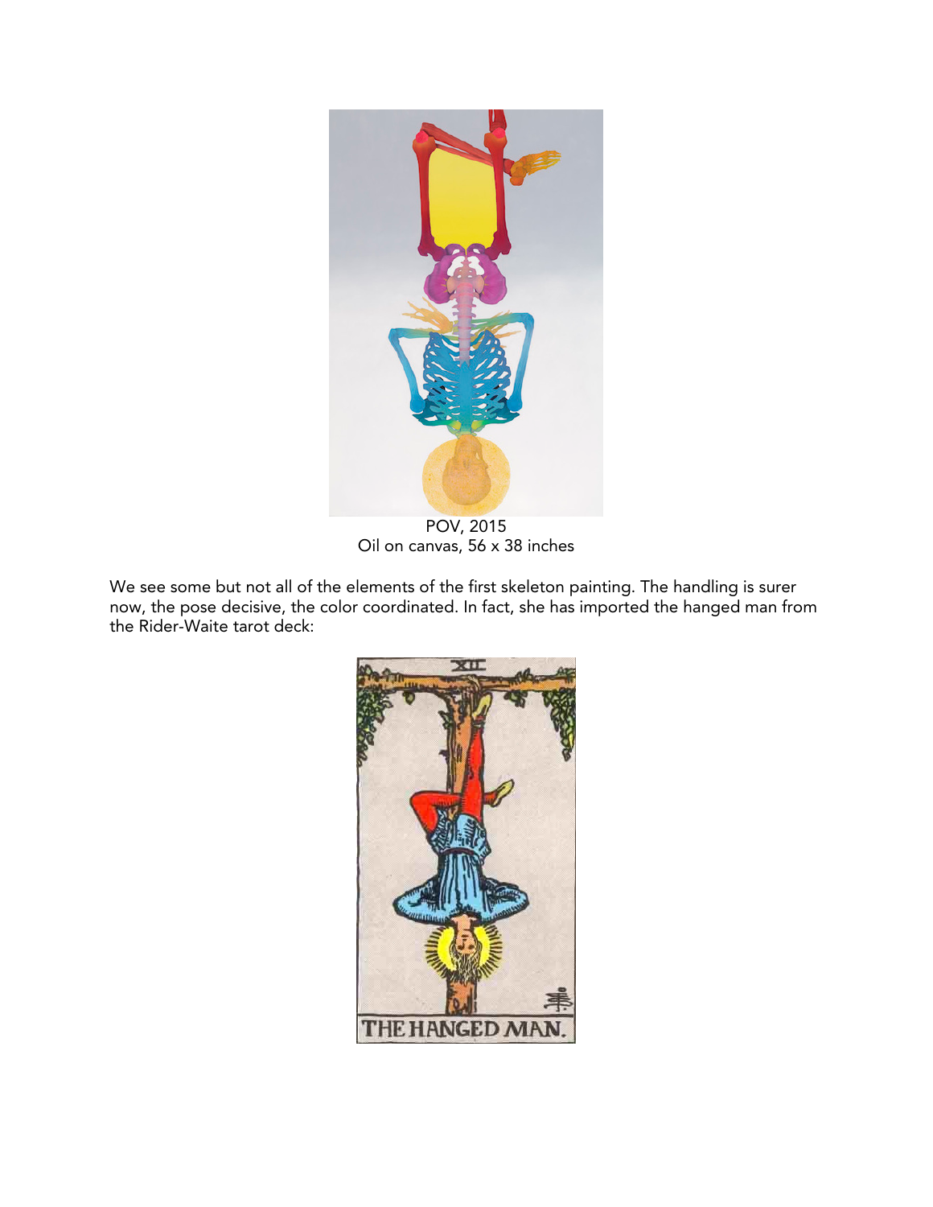POV, 2015
Oil on canvas, 56 x 38 inches

We see some but not all of the elements of the first skeleton painting. The handling is surer now, the pose decisive, the color coordinated. In fact, she has imported the hanged man from the Rider-Waite tarot deck: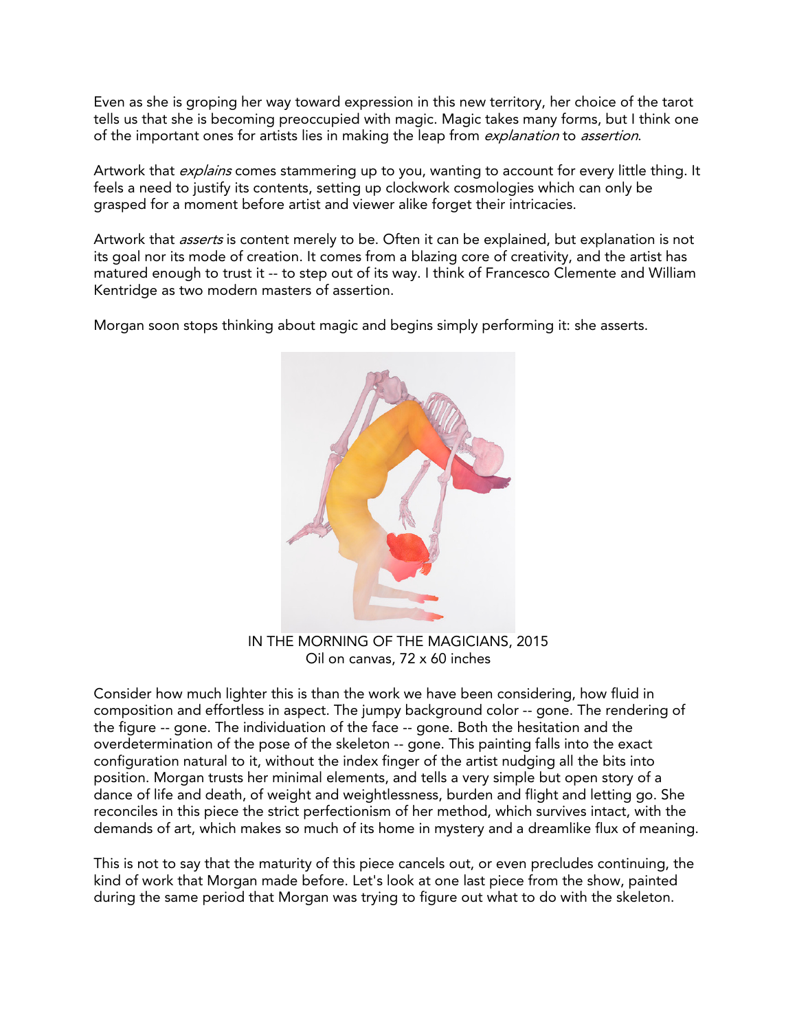Even as she is groping her way toward expression in this new territory, her choice of the tarot tells us that she is becoming preoccupied with magic. Magic takes many forms, but I think one of the important ones for artists lies in making the leap from *explanation* to *assertion*.

Artwork that *explains* comes stammering up to you, wanting to account for every little thing. It feels a need to justify its contents, setting up clockwork cosmologies which can only be grasped for a moment before artist and viewer alike forget their intricacies.

Artwork that *asserts* is content merely to be. Often it can be explained, but explanation is not its goal nor its mode of creation. It comes from a blazing core of creativity, and the artist has matured enough to trust it -- to step out of its way. I think of Francesco Clemente and William Kentridge as two modern masters of assertion.

Morgan soon stops thinking about magic and begins simply performing it: she asserts.

IN THE MORNING OF THE MAGICIANS, 2015
Oil on canvas, 72 x 60 inches

Consider how much lighter this is than the work we have been considering, how fluid in composition and effortless in aspect. The jumpy background color -- gone. The rendering of the figure -- gone. The individuation of the face -- gone. Both the hesitation and the overdetermination of the pose of the skeleton -- gone. This painting falls into the exact configuration natural to it, without the index finger of the artist nudging all the bits into position. Morgan trusts her minimal elements, and tells a very simple but open story of a dance of life and death, of weight and weightlessness, burden and flight and letting go. She reconciles in this piece the strict perfectionism of her method, which survives intact, with the demands of art, which makes so much of its home in mystery and a dreamlike flux of meaning.

This is not to say that the maturity of this piece cancels out, or even precludes continuing, the kind of work that Morgan made before. Let's look at one last piece from the show, painted during the same period that Morgan was trying to figure out what to do with the skeleton.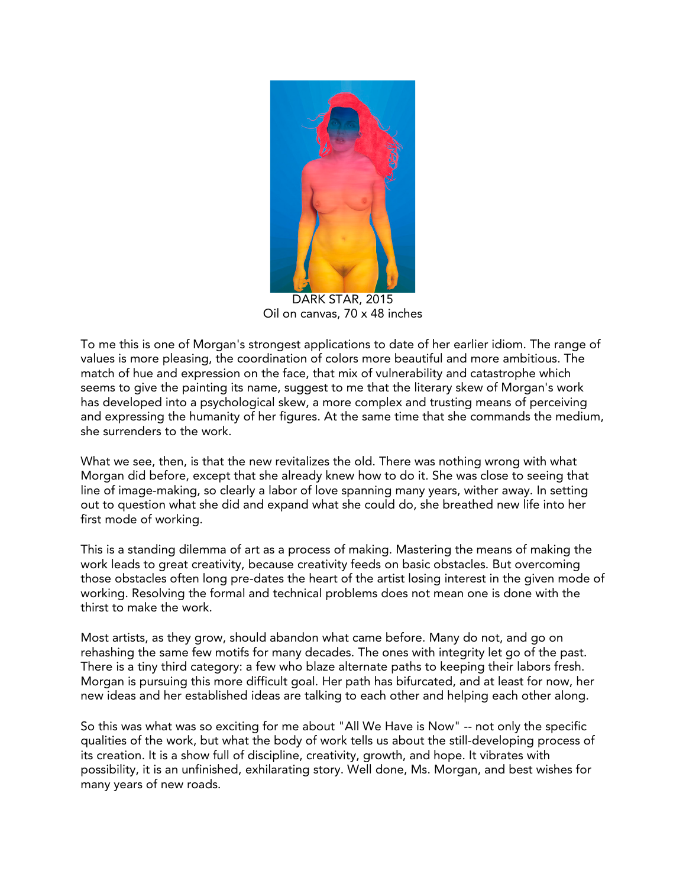DARK STAR, 2015
Oil on canvas, 70 x 48 inches

To me this is one of Morgan's strongest applications to date of her earlier idiom. The range of values is more pleasing, the coordination of colors more beautiful and more ambitious. The match of hue and expression on the face, that mix of vulnerability and catastrophe which seems to give the painting its name, suggest to me that the literary skew of Morgan's work has developed into a psychological skew, a more complex and trusting means of perceiving and expressing the humanity of her figures. At the same time that she commands the medium, she surrenders to the work.

What we see, then, is that the new revitalizes the old. There was nothing wrong with what Morgan did before, except that she already knew how to do it. She was close to seeing that line of image-making, so clearly a labor of love spanning many years, wither away. In setting out to question what she did and expand what she could do, she breathed new life into her first mode of working.

This is a standing dilemma of art as a process of making. Mastering the means of making the work leads to great creativity, because creativity feeds on basic obstacles. But overcoming those obstacles often long pre-dates the heart of the artist losing interest in the given mode of working. Resolving the formal and technical problems does not mean one is done with the thirst to make the work.

Most artists, as they grow, should abandon what came before. Many do not, and go on rehashing the same few motifs for many decades. The ones with integrity let go of the past. There is a tiny third category: a few who blaze alternate paths to keeping their labors fresh. Morgan is pursuing this more difficult goal. Her path has bifurcated, and at least for now, her new ideas and her established ideas are talking to each other and helping each other along.

So this was what was so exciting for me about "All We Have is Now" -- not only the specific qualities of the work, but what the body of work tells us about the still-developing process of its creation. It is a show full of discipline, creativity, growth, and hope. It vibrates with possibility, it is an unfinished, exhilarating story. Well done, Ms. Morgan, and best wishes for many years of new roads.